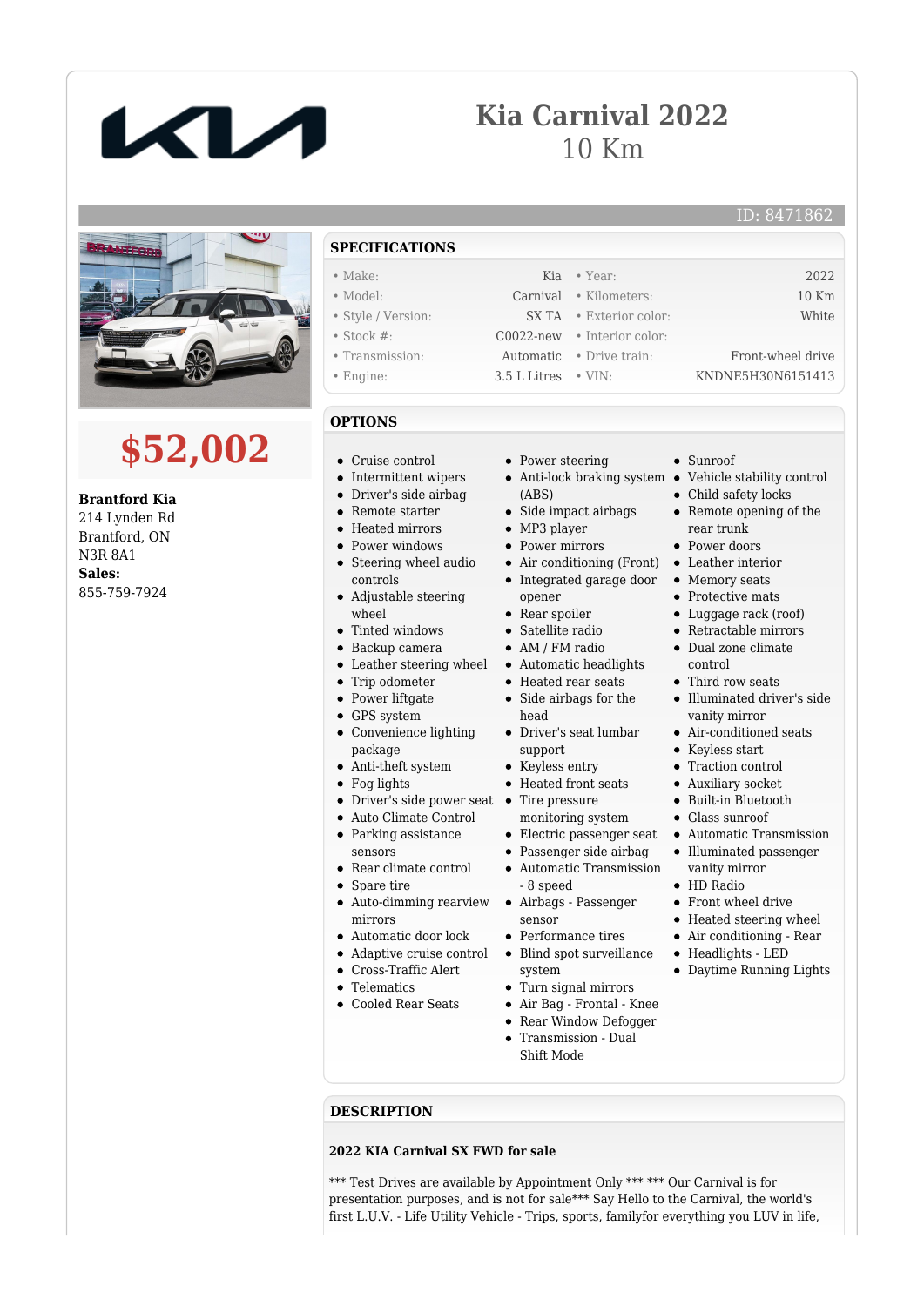# Kia Carnival 2022

10 Km

ID: 8471862

## $52,002

**Brantford Kia**
214 Lynden Rd
Brantford, ON
N3R 8A1
**Sales:**
855-759-7924

## SPECIFICATIONS

| | | | |
|---|---|---|---|
| Make: | Kia | Year: | 2022 |
| Model: | Carnival | Kilometers: | 10 Km |
| Style / Version: | SX TA | Exterior color: | White |
| Stock #: | C0022-new | Interior color: | |
| Transmission: | Automatic | Drive train: | Front-wheel drive |
| Engine: | 3.5 L Litres | VIN: | KNDNE5H30N6151413 |

## OPTIONS

- Cruise control
- Intermittent wipers
- Driver's side airbag
- Remote starter
- Heated mirrors
- Power windows
- Steering wheel audio controls
- Adjustable steering wheel
- Tinted windows
- Backup camera
- Leather steering wheel
- Trip odometer
- Power liftgate
- GPS system
- Convenience lighting package
- Anti-theft system
- Fog lights
- Driver's side power seat
- Auto Climate Control
- Parking assistance sensors
- Rear climate control
- Spare tire
- Auto-dimming rearview mirrors
- Automatic door lock
- Adaptive cruise control
- Cross-Traffic Alert
- Telematics
- Cooled Rear Seats
- Power steering
- Anti-lock braking system (ABS)
- Side impact airbags
- MP3 player
- Power mirrors
- Air conditioning (Front)
- Integrated garage door opener
- Rear spoiler
- Satellite radio
- AM / FM radio
- Automatic headlights
- Heated rear seats
- Side airbags for the head
- Driver's seat lumbar support
- Keyless entry
- Heated front seats
- Tire pressure monitoring system
- Electric passenger seat
- Passenger side airbag
- Automatic Transmission - 8 speed
- Airbags - Passenger sensor
- Performance tires
- Blind spot surveillance system
- Turn signal mirrors
- Air Bag - Frontal - Knee
- Rear Window Defogger
- Transmission - Dual Shift Mode
- Sunroof
- Vehicle stability control
- Child safety locks
- Remote opening of the rear trunk
- Power doors
- Leather interior
- Memory seats
- Protective mats
- Luggage rack (roof)
- Retractable mirrors
- Dual zone climate control
- Third row seats
- Illuminated driver's side vanity mirror
- Air-conditioned seats
- Keyless start
- Traction control
- Auxiliary socket
- Built-in Bluetooth
- Glass sunroof
- Automatic Transmission
- Illuminated passenger vanity mirror
- HD Radio
- Front wheel drive
- Heated steering wheel
- Air conditioning - Rear
- Headlights - LED
- Daytime Running Lights

## DESCRIPTION

**2022 KIA Carnival SX FWD for sale**

*** Test Drives are available by Appointment Only *** *** Our Carnival is for presentation purposes, and is not for sale*** Say Hello to the Carnival, the world's first L.U.V. - Life Utility Vehicle - Trips, sports, familyfor everything you LUV in life,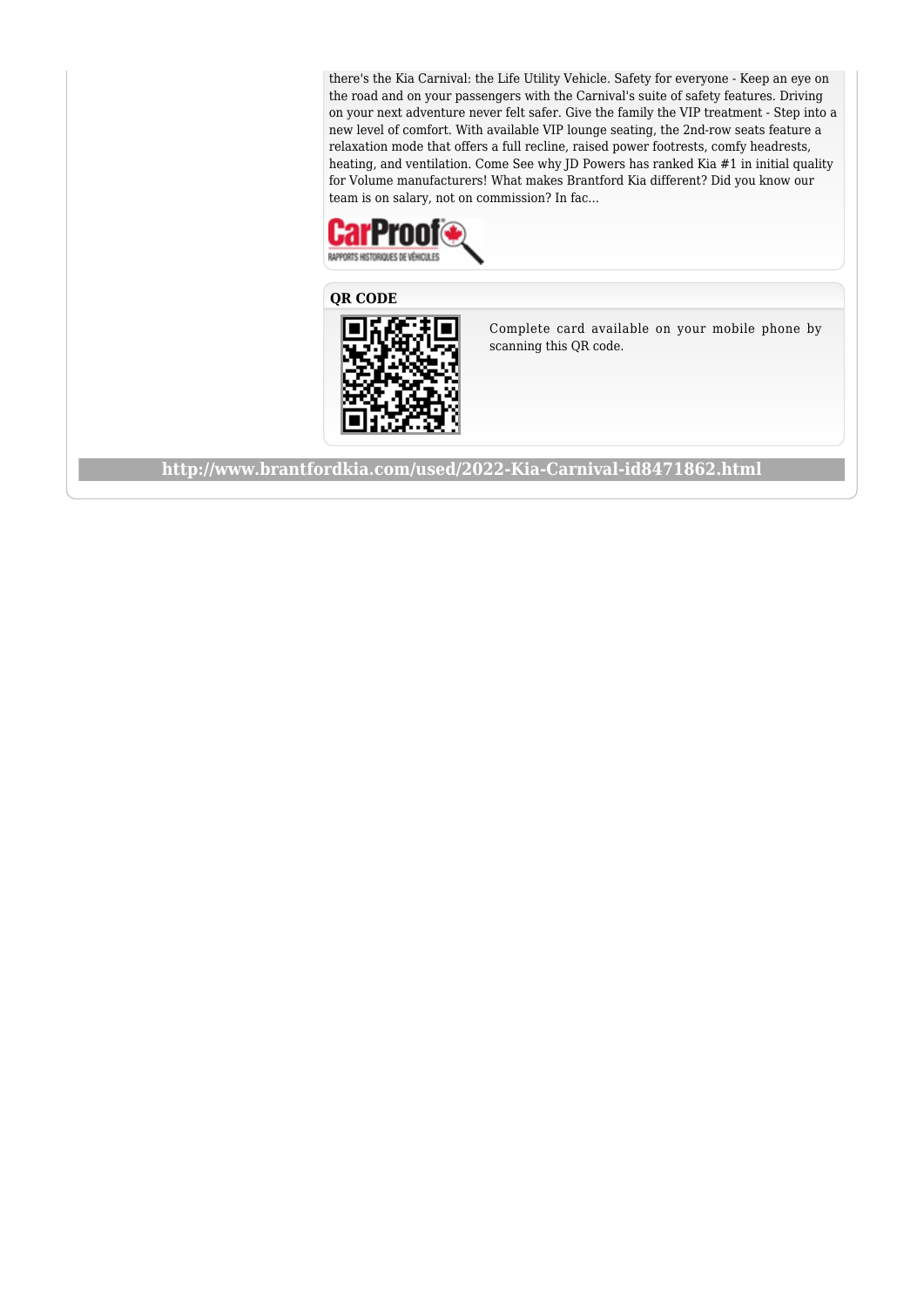there's the Kia Carnival: the Life Utility Vehicle. Safety for everyone - Keep an eye on the road and on your passengers with the Carnival's suite of safety features. Driving on your next adventure never felt safer. Give the family the VIP treatment - Step into a new level of comfort. With available VIP lounge seating, the 2nd-row seats feature a relaxation mode that offers a full recline, raised power footrests, comfy headrests, heating, and ventilation. Come See why JD Powers has ranked Kia #1 in initial quality for Volume manufacturers! What makes Brantford Kia different? Did you know our team is on salary, not on commission? In fac...

CarProof
RAPPORTS HISTORIQUES DE VÉHICULES

**QR CODE**

Complete card available on your mobile phone by scanning this QR code.

**http://www.brantfordkia.com/used/2022-Kia-Carnival-id8471862.html**